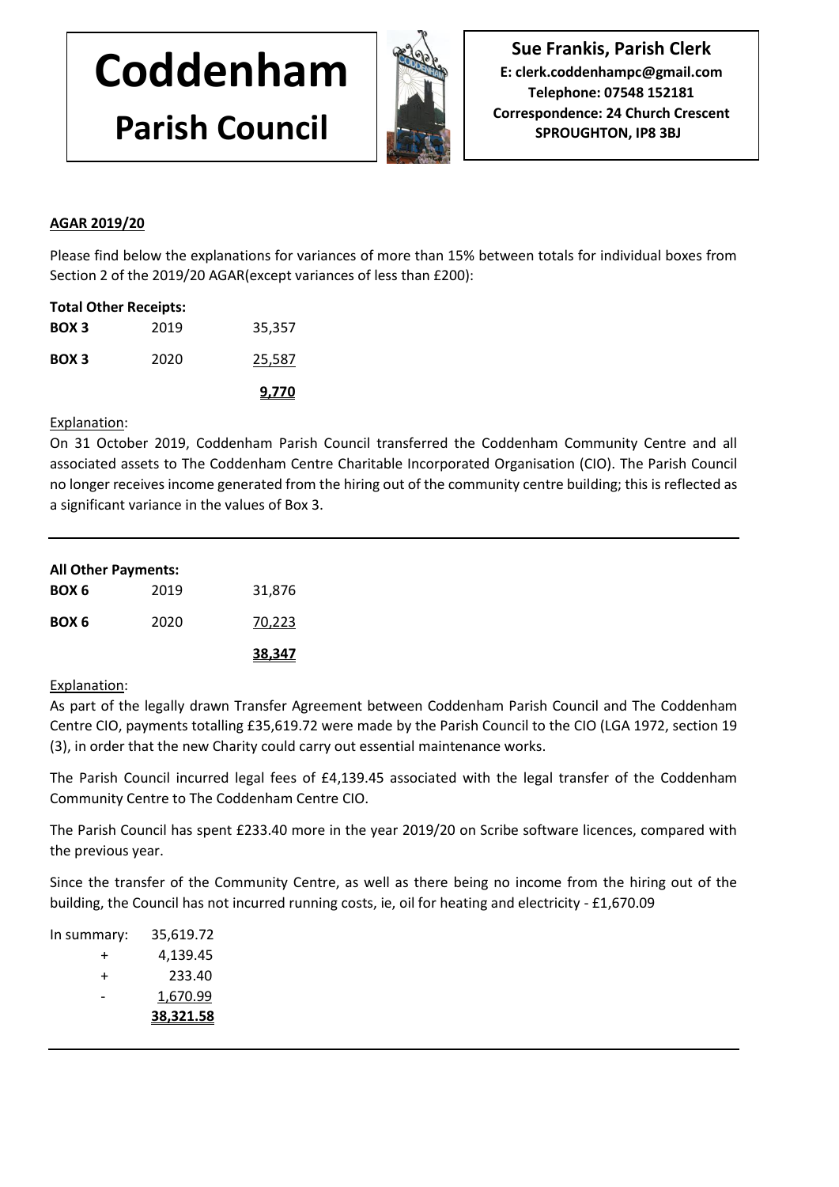# Coddenham Parish Council

**Sue Frankis, Parish Clerk**
**E: clerk.coddenhampc@gmail.com**
**Telephone: 07548 152181**
**Correspondence: 24 Church Crescent**
**SPROUGHTON, IP8 3BJ**

**AGAR 2019/20**

Please find below the explanations for variances of more than 15% between totals for individual boxes from Section 2 of the 2019/20 AGAR(except variances of less than £200):

**Total Other Receipts:**

| | | |
|---|---|---|
| **BOX 3** | 2019 | 35,357 |
| **BOX 3** | 2020 | 25,587 |
| | | **9,770** |

Explanation:

On 31 October 2019, Coddenham Parish Council transferred the Coddenham Community Centre and all associated assets to The Coddenham Centre Charitable Incorporated Organisation (CIO). The Parish Council no longer receives income generated from the hiring out of the community centre building; this is reflected as a significant variance in the values of Box 3.

---

**All Other Payments:**

| | | |
|---|---|---|
| **BOX 6** | 2019 | 31,876 |
| **BOX 6** | 2020 | 70,223 |
| | | **38,347** |

Explanation:

As part of the legally drawn Transfer Agreement between Coddenham Parish Council and The Coddenham Centre CIO, payments totalling £35,619.72 were made by the Parish Council to the CIO (LGA 1972, section 19 (3), in order that the new Charity could carry out essential maintenance works.

The Parish Council incurred legal fees of £4,139.45 associated with the legal transfer of the Coddenham Community Centre to The Coddenham Centre CIO.

The Parish Council has spent £233.40 more in the year 2019/20 on Scribe software licences, compared with the previous year.

Since the transfer of the Community Centre, as well as there being no income from the hiring out of the building, the Council has not incurred running costs, ie, oil for heating and electricity - £1,670.09

| | |
|---|---|
| In summary: | 35,619.72 |
| + | 4,139.45 |
| + | 233.40 |
| - | 1,670.99 |
| | **38,321.58** |

---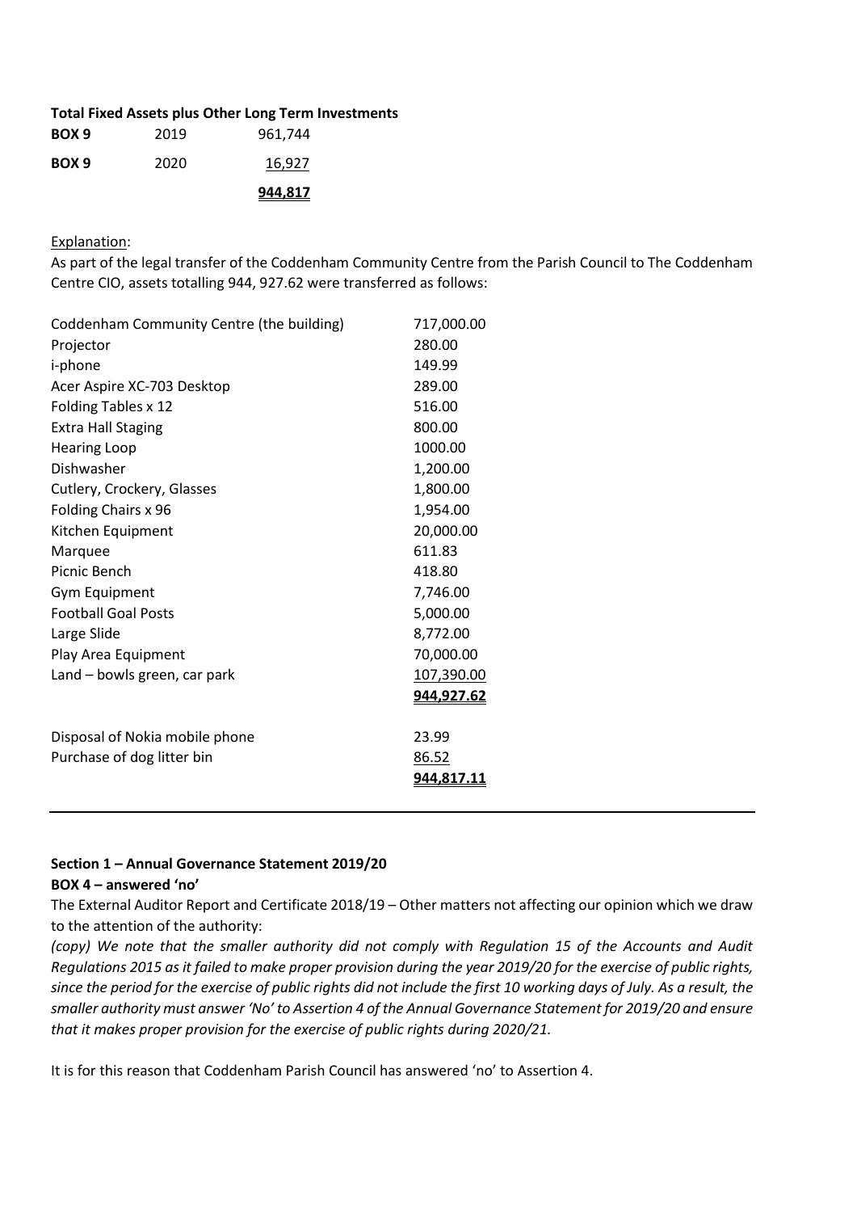**Total Fixed Assets plus Other Long Term Investments**

| | | |
|---|---|---|
| **BOX 9** | 2019 | 961,744 |
| **BOX 9** | 2020 | 16,927 |
| | | **944,817** |

Explanation:

As part of the legal transfer of the Coddenham Community Centre from the Parish Council to The Coddenham Centre CIO, assets totalling 944, 927.62 were transferred as follows:

| | |
|---|---|
| Coddenham Community Centre (the building) | 717,000.00 |
| Projector | 280.00 |
| i-phone | 149.99 |
| Acer Aspire XC-703 Desktop | 289.00 |
| Folding Tables x 12 | 516.00 |
| Extra Hall Staging | 800.00 |
| Hearing Loop | 1000.00 |
| Dishwasher | 1,200.00 |
| Cutlery, Crockery, Glasses | 1,800.00 |
| Folding Chairs x 96 | 1,954.00 |
| Kitchen Equipment | 20,000.00 |
| Marquee | 611.83 |
| Picnic Bench | 418.80 |
| Gym Equipment | 7,746.00 |
| Football Goal Posts | 5,000.00 |
| Large Slide | 8,772.00 |
| Play Area Equipment | 70,000.00 |
| Land – bowls green, car park | 107,390.00 |
| | **944,927.62** |
| Disposal of Nokia mobile phone | 23.99 |
| Purchase of dog litter bin | 86.52 |
| | **944,817.11** |

---

**Section 1 – Annual Governance Statement 2019/20**

**BOX 4 – answered 'no'**

The External Auditor Report and Certificate 2018/19 – Other matters not affecting our opinion which we draw to the attention of the authority:

*(copy) We note that the smaller authority did not comply with Regulation 15 of the Accounts and Audit Regulations 2015 as it failed to make proper provision during the year 2019/20 for the exercise of public rights, since the period for the exercise of public rights did not include the first 10 working days of July. As a result, the smaller authority must answer 'No' to Assertion 4 of the Annual Governance Statement for 2019/20 and ensure that it makes proper provision for the exercise of public rights during 2020/21.*

It is for this reason that Coddenham Parish Council has answered 'no' to Assertion 4.